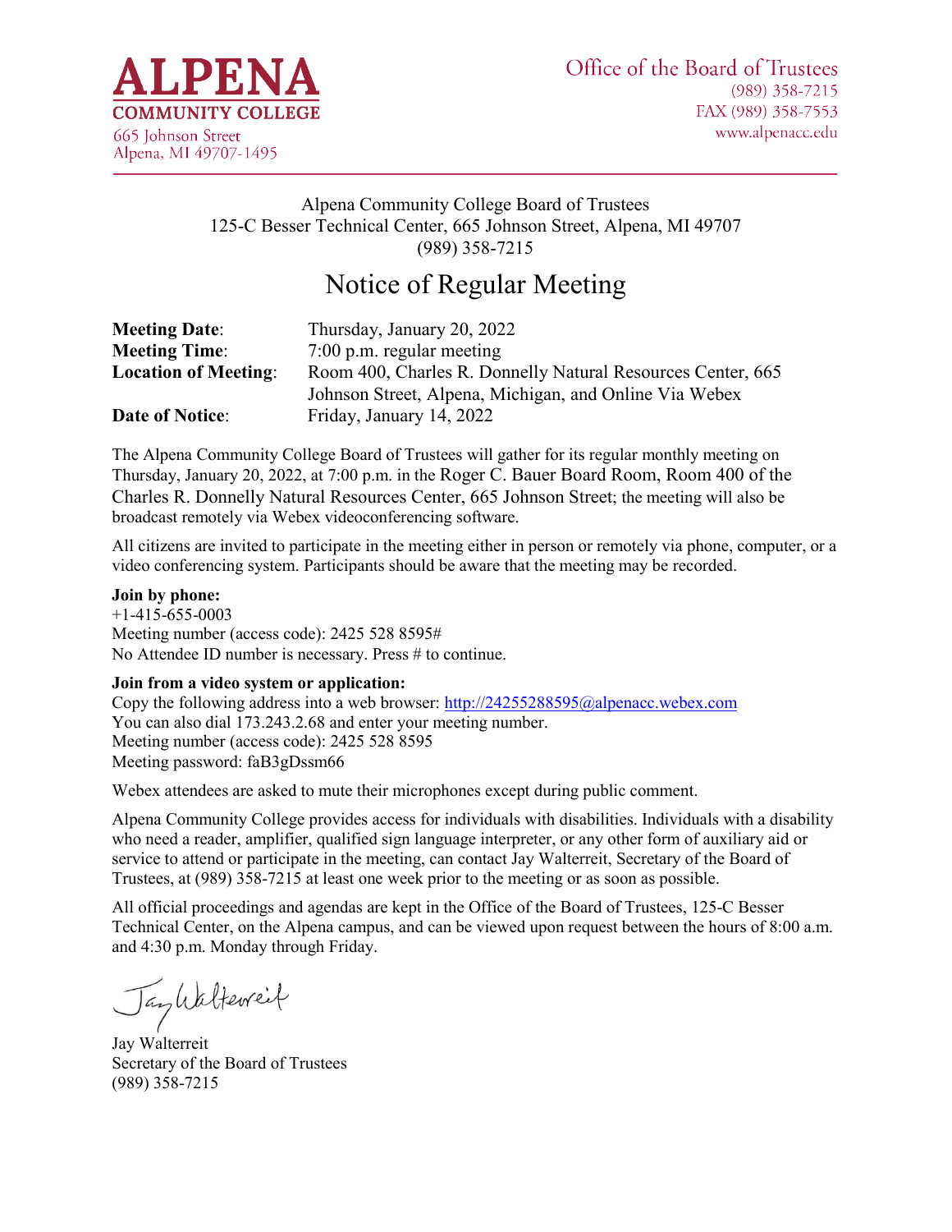**ALPENA**
**COMMUNITY COLLEGE**
665 Johnson Street
Alpena, MI 49707-1495

Office of the Board of Trustees
(989) 358-7215
FAX (989) 358-7553
www.alpenacc.edu

Alpena Community College Board of Trustees
125-C Besser Technical Center, 665 Johnson Street, Alpena, MI 49707
(989) 358-7215

# Notice of Regular Meeting

**Meeting Date**: Thursday, January 20, 2022
**Meeting Time**: 7:00 p.m. regular meeting
**Location of Meeting**: Room 400, Charles R. Donnelly Natural Resources Center, 665 Johnson Street, Alpena, Michigan, and Online Via Webex
**Date of Notice**: Friday, January 14, 2022

The Alpena Community College Board of Trustees will gather for its regular monthly meeting on Thursday, January 20, 2022, at 7:00 p.m. in the Roger C. Bauer Board Room, Room 400 of the Charles R. Donnelly Natural Resources Center, 665 Johnson Street; the meeting will also be broadcast remotely via Webex videoconferencing software.

All citizens are invited to participate in the meeting either in person or remotely via phone, computer, or a video conferencing system. Participants should be aware that the meeting may be recorded.

**Join by phone:**
+1-415-655-0003
Meeting number (access code): 2425 528 8595#
No Attendee ID number is necessary. Press # to continue.

**Join from a video system or application:**
Copy the following address into a web browser: http://24255288595@alpenacc.webex.com
You can also dial 173.243.2.68 and enter your meeting number.
Meeting number (access code): 2425 528 8595
Meeting password: faB3gDssm66

Webex attendees are asked to mute their microphones except during public comment.

Alpena Community College provides access for individuals with disabilities. Individuals with a disability who need a reader, amplifier, qualified sign language interpreter, or any other form of auxiliary aid or service to attend or participate in the meeting, can contact Jay Walterreit, Secretary of the Board of Trustees, at (989) 358-7215 at least one week prior to the meeting or as soon as possible.

All official proceedings and agendas are kept in the Office of the Board of Trustees, 125-C Besser Technical Center, on the Alpena campus, and can be viewed upon request between the hours of 8:00 a.m. and 4:30 p.m. Monday through Friday.

Jay Walterreit
Secretary of the Board of Trustees
(989) 358-7215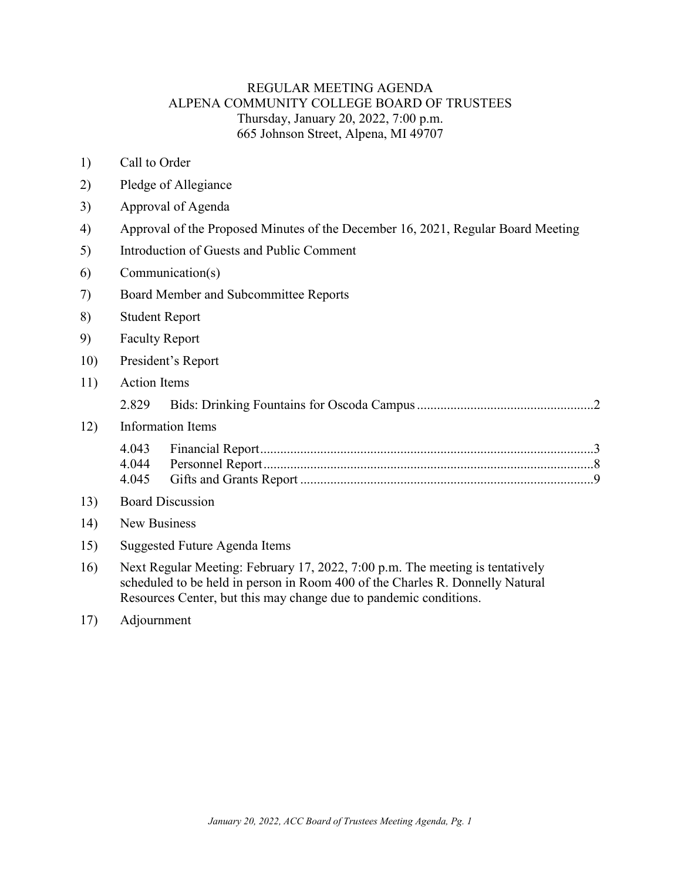# REGULAR MEETING AGENDA
## ALPENA COMMUNITY COLLEGE BOARD OF TRUSTEES
Thursday, January 20, 2022, 7:00 p.m.
665 Johnson Street, Alpena, MI 49707

1) Call to Order
2) Pledge of Allegiance
3) Approval of Agenda
4) Approval of the Proposed Minutes of the December 16, 2021, Regular Board Meeting
5) Introduction of Guests and Public Comment
6) Communication(s)
7) Board Member and Subcommittee Reports
8) Student Report
9) Faculty Report
10) President's Report
11) Action Items
    - 2.829 Bids: Drinking Fountains for Oscoda Campus ....................................................2
12) Information Items
    - 4.043 Financial Report....................................................................................................3
    - 4.044 Personnel Report...................................................................................................8
    - 4.045 Gifts and Grants Report ........................................................................................9
13) Board Discussion
14) New Business
15) Suggested Future Agenda Items
16) Next Regular Meeting: February 17, 2022, 7:00 p.m. The meeting is tentatively scheduled to be held in person in Room 400 of the Charles R. Donnelly Natural Resources Center, but this may change due to pandemic conditions.
17) Adjournment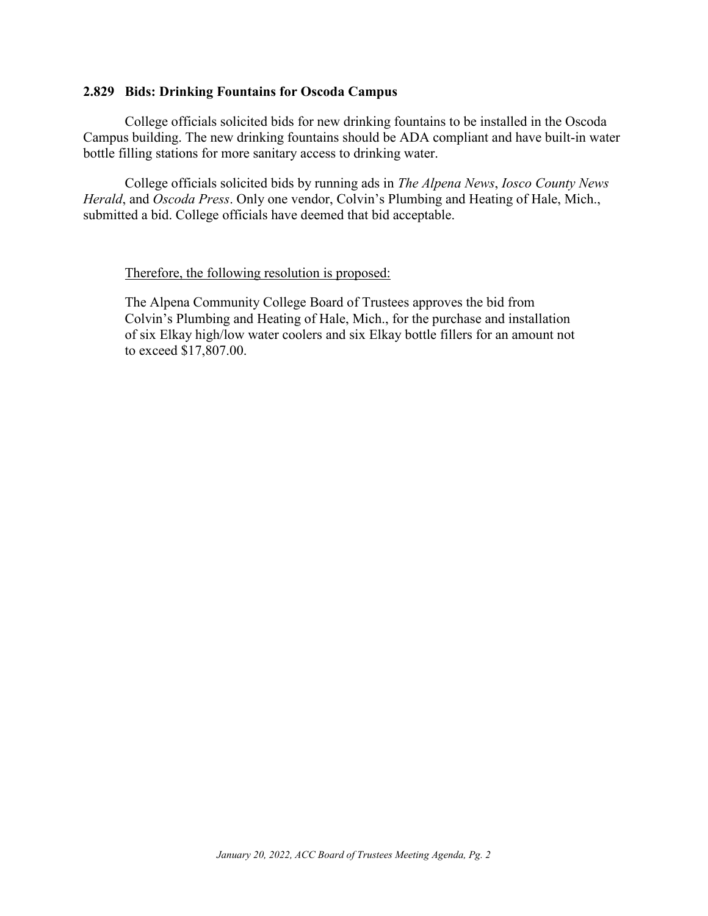### 2.829 Bids: Drinking Fountains for Oscoda Campus

College officials solicited bids for new drinking fountains to be installed in the Oscoda Campus building. The new drinking fountains should be ADA compliant and have built-in water bottle filling stations for more sanitary access to drinking water.

College officials solicited bids by running ads in *The Alpena News*, *Iosco County News Herald*, and *Oscoda Press*. Only one vendor, Colvin's Plumbing and Heating of Hale, Mich., submitted a bid. College officials have deemed that bid acceptable.

<u>Therefore, the following resolution is proposed:</u>

The Alpena Community College Board of Trustees approves the bid from Colvin's Plumbing and Heating of Hale, Mich., for the purchase and installation of six Elkay high/low water coolers and six Elkay bottle fillers for an amount not to exceed $17,807.00.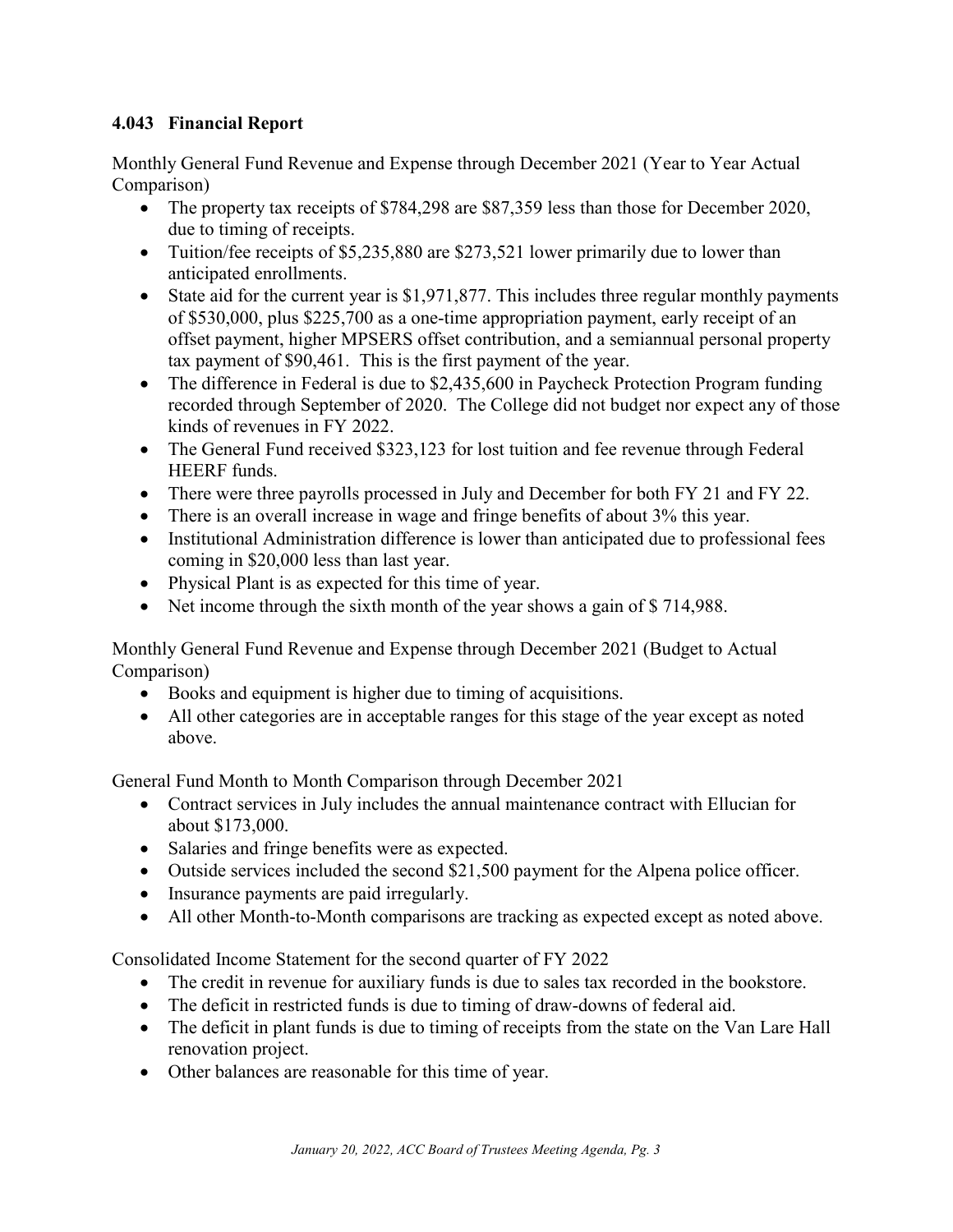### 4.043 Financial Report

Monthly General Fund Revenue and Expense through December 2021 (Year to Year Actual Comparison)

- The property tax receipts of $784,298 are $87,359 less than those for December 2020, due to timing of receipts.
- Tuition/fee receipts of $5,235,880 are $273,521 lower primarily due to lower than anticipated enrollments.
- State aid for the current year is $1,971,877. This includes three regular monthly payments of $530,000, plus $225,700 as a one-time appropriation payment, early receipt of an offset payment, higher MPSERS offset contribution, and a semiannual personal property tax payment of $90,461. This is the first payment of the year.
- The difference in Federal is due to $2,435,600 in Paycheck Protection Program funding recorded through September of 2020. The College did not budget nor expect any of those kinds of revenues in FY 2022.
- The General Fund received $323,123 for lost tuition and fee revenue through Federal HEERF funds.
- There were three payrolls processed in July and December for both FY 21 and FY 22.
- There is an overall increase in wage and fringe benefits of about 3% this year.
- Institutional Administration difference is lower than anticipated due to professional fees coming in $20,000 less than last year.
- Physical Plant is as expected for this time of year.
- Net income through the sixth month of the year shows a gain of $ 714,988.

Monthly General Fund Revenue and Expense through December 2021 (Budget to Actual Comparison)

- Books and equipment is higher due to timing of acquisitions.
- All other categories are in acceptable ranges for this stage of the year except as noted above.

General Fund Month to Month Comparison through December 2021

- Contract services in July includes the annual maintenance contract with Ellucian for about $173,000.
- Salaries and fringe benefits were as expected.
- Outside services included the second $21,500 payment for the Alpena police officer.
- Insurance payments are paid irregularly.
- All other Month-to-Month comparisons are tracking as expected except as noted above.

Consolidated Income Statement for the second quarter of FY 2022

- The credit in revenue for auxiliary funds is due to sales tax recorded in the bookstore.
- The deficit in restricted funds is due to timing of draw-downs of federal aid.
- The deficit in plant funds is due to timing of receipts from the state on the Van Lare Hall renovation project.
- Other balances are reasonable for this time of year.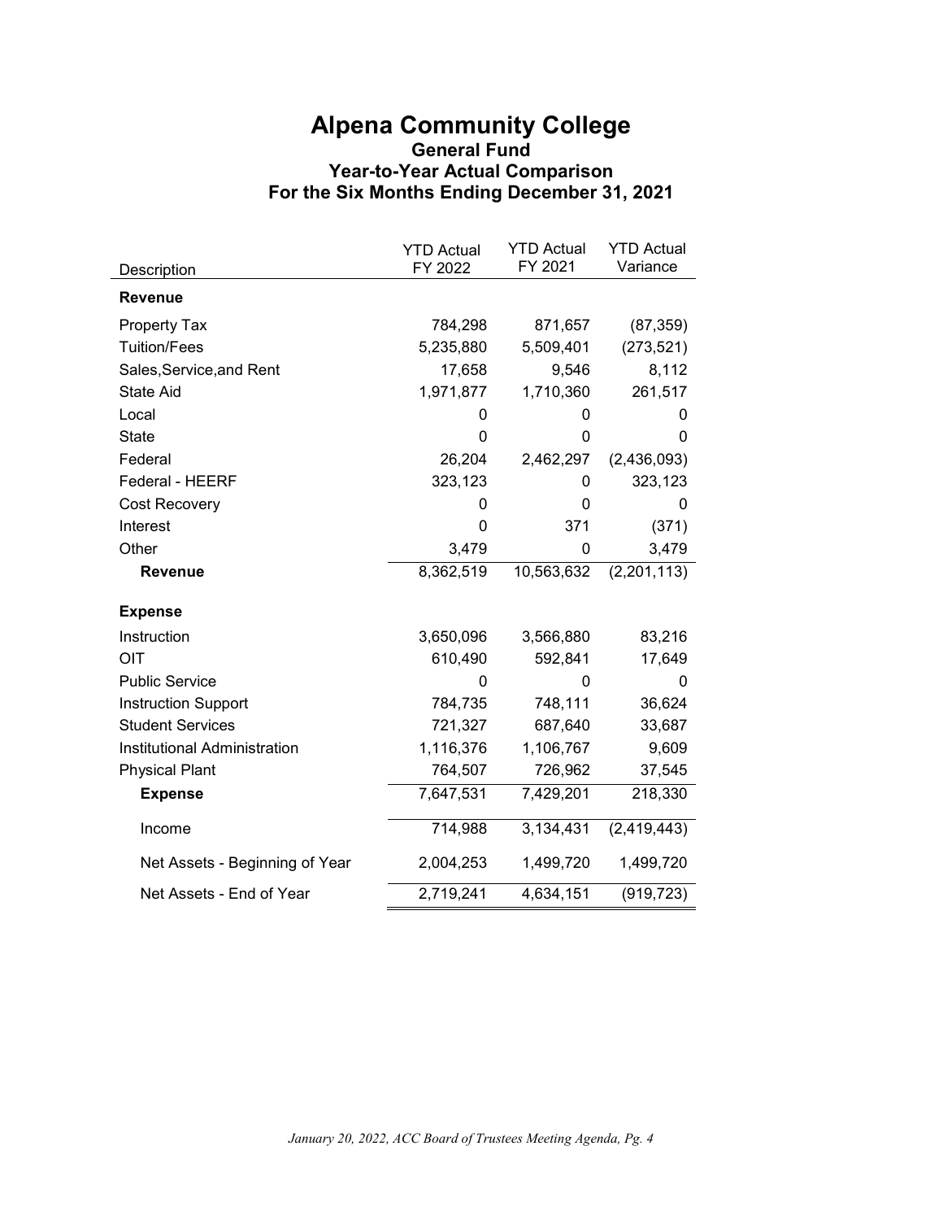# Alpena Community College

## General Fund

### Year-to-Year Actual Comparison

### For the Six Months Ending December 31, 2021

| Description | YTD Actual FY 2022 | YTD Actual FY 2021 | YTD Actual Variance |
|---|---|---|---|
| **Revenue** | | | |
| Property Tax | 784,298 | 871,657 | (87,359) |
| Tuition/Fees | 5,235,880 | 5,509,401 | (273,521) |
| Sales,Service,and Rent | 17,658 | 9,546 | 8,112 |
| State Aid | 1,971,877 | 1,710,360 | 261,517 |
| Local | 0 | 0 | 0 |
| State | 0 | 0 | 0 |
| Federal | 26,204 | 2,462,297 | (2,436,093) |
| Federal - HEERF | 323,123 | 0 | 323,123 |
| Cost Recovery | 0 | 0 | 0 |
| Interest | 0 | 371 | (371) |
| Other | 3,479 | 0 | 3,479 |
| **Revenue** | 8,362,519 | 10,563,632 | (2,201,113) |
| **Expense** | | | |
| Instruction | 3,650,096 | 3,566,880 | 83,216 |
| OIT | 610,490 | 592,841 | 17,649 |
| Public Service | 0 | 0 | 0 |
| Instruction Support | 784,735 | 748,111 | 36,624 |
| Student Services | 721,327 | 687,640 | 33,687 |
| Institutional Administration | 1,116,376 | 1,106,767 | 9,609 |
| Physical Plant | 764,507 | 726,962 | 37,545 |
| **Expense** | 7,647,531 | 7,429,201 | 218,330 |
| Income | 714,988 | 3,134,431 | (2,419,443) |
| Net Assets - Beginning of Year | 2,004,253 | 1,499,720 | 1,499,720 |
| Net Assets - End of Year | 2,719,241 | 4,634,151 | (919,723) |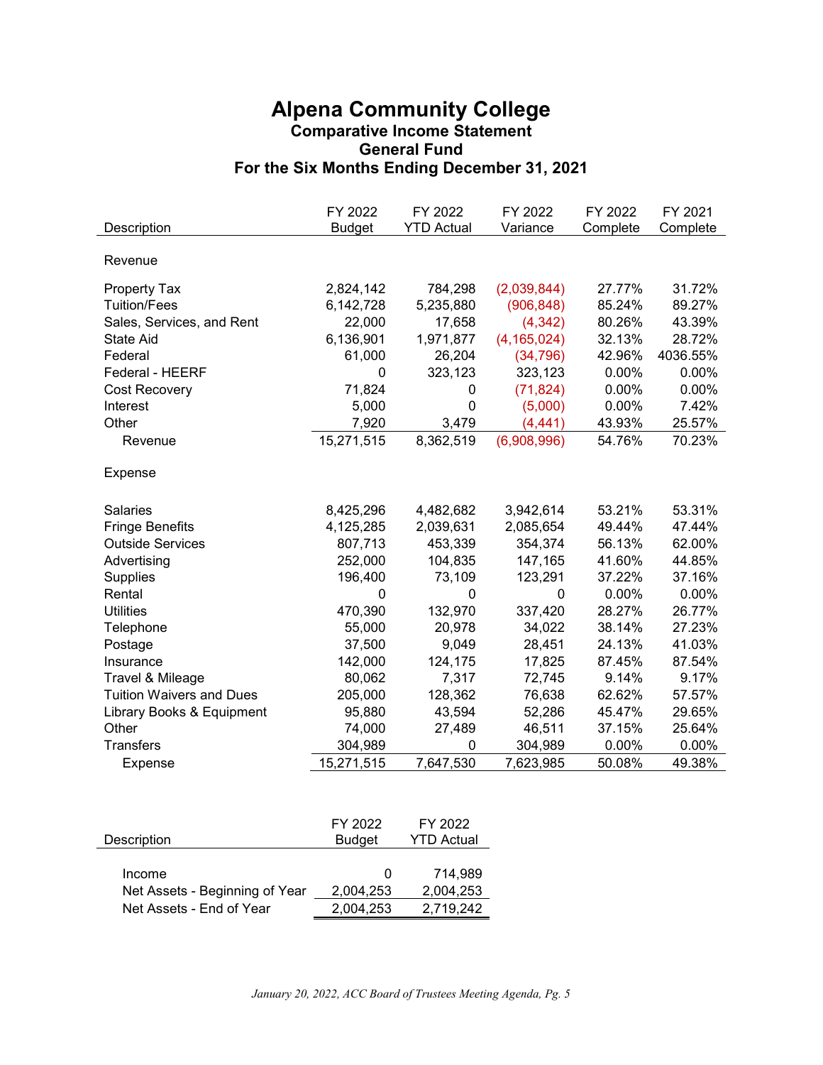# Alpena Community College

## Comparative Income Statement

## General Fund

## For the Six Months Ending December 31, 2021

| Description | FY 2022 Budget | FY 2022 YTD Actual | FY 2022 Variance | FY 2022 Complete | FY 2021 Complete |
|---|---|---|---|---|---|
| **Revenue** | | | | | |
| Property Tax | 2,824,142 | 784,298 | (2,039,844) | 27.77% | 31.72% |
| Tuition/Fees | 6,142,728 | 5,235,880 | (906,848) | 85.24% | 89.27% |
| Sales, Services, and Rent | 22,000 | 17,658 | (4,342) | 80.26% | 43.39% |
| State Aid | 6,136,901 | 1,971,877 | (4,165,024) | 32.13% | 28.72% |
| Federal | 61,000 | 26,204 | (34,796) | 42.96% | 4036.55% |
| Federal - HEERF | 0 | 323,123 | 323,123 | 0.00% | 0.00% |
| Cost Recovery | 71,824 | 0 | (71,824) | 0.00% | 0.00% |
| Interest | 5,000 | 0 | (5,000) | 0.00% | 7.42% |
| Other | 7,920 | 3,479 | (4,441) | 43.93% | 25.57% |
| Revenue | 15,271,515 | 8,362,519 | (6,908,996) | 54.76% | 70.23% |
| **Expense** | | | | | |
| Salaries | 8,425,296 | 4,482,682 | 3,942,614 | 53.21% | 53.31% |
| Fringe Benefits | 4,125,285 | 2,039,631 | 2,085,654 | 49.44% | 47.44% |
| Outside Services | 807,713 | 453,339 | 354,374 | 56.13% | 62.00% |
| Advertising | 252,000 | 104,835 | 147,165 | 41.60% | 44.85% |
| Supplies | 196,400 | 73,109 | 123,291 | 37.22% | 37.16% |
| Rental | 0 | 0 | 0 | 0.00% | 0.00% |
| Utilities | 470,390 | 132,970 | 337,420 | 28.27% | 26.77% |
| Telephone | 55,000 | 20,978 | 34,022 | 38.14% | 27.23% |
| Postage | 37,500 | 9,049 | 28,451 | 24.13% | 41.03% |
| Insurance | 142,000 | 124,175 | 17,825 | 87.45% | 87.54% |
| Travel & Mileage | 80,062 | 7,317 | 72,745 | 9.14% | 9.17% |
| Tuition Waivers and Dues | 205,000 | 128,362 | 76,638 | 62.62% | 57.57% |
| Library Books & Equipment | 95,880 | 43,594 | 52,286 | 45.47% | 29.65% |
| Other | 74,000 | 27,489 | 46,511 | 37.15% | 25.64% |
| Transfers | 304,989 | 0 | 304,989 | 0.00% | 0.00% |
| Expense | 15,271,515 | 7,647,530 | 7,623,985 | 50.08% | 49.38% |

| Description | FY 2022 Budget | FY 2022 YTD Actual |
|---|---|---|
| Income | 0 | 714,989 |
| Net Assets - Beginning of Year | 2,004,253 | 2,004,253 |
| Net Assets - End of Year | 2,004,253 | 2,719,242 |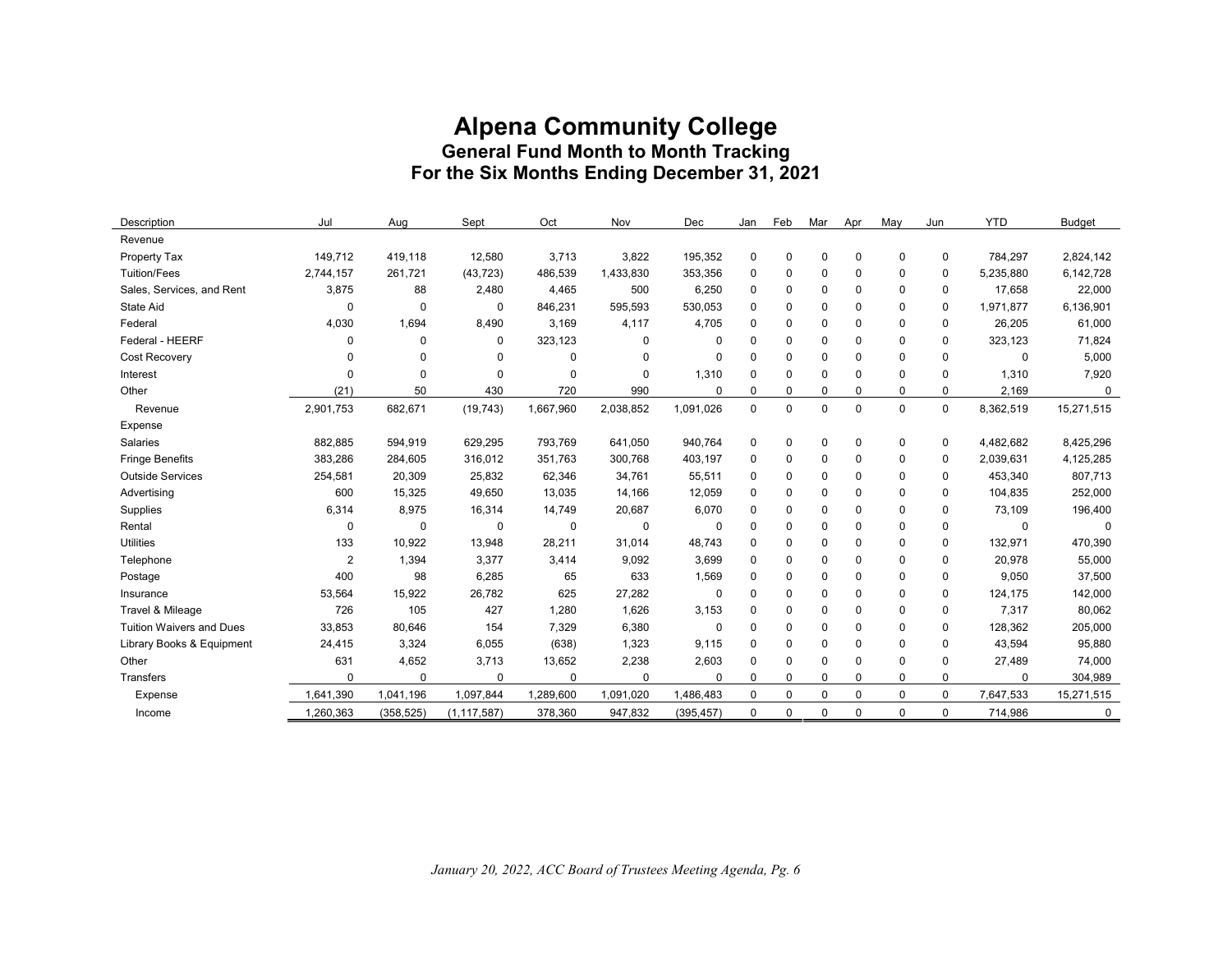# Alpena Community College

## General Fund Month to Month Tracking

## For the Six Months Ending December 31, 2021

| Description | Jul | Aug | Sept | Oct | Nov | Dec | Jan | Feb | Mar | Apr | May | Jun | YTD | Budget |
|---|---|---|---|---|---|---|---|---|---|---|---|---|---|---|
| Revenue | | | | | | | | | | | | | | |
| Property Tax | 149,712 | 419,118 | 12,580 | 3,713 | 3,822 | 195,352 | 0 | 0 | 0 | 0 | 0 | 0 | 784,297 | 2,824,142 |
| Tuition/Fees | 2,744,157 | 261,721 | (43,723) | 486,539 | 1,433,830 | 353,356 | 0 | 0 | 0 | 0 | 0 | 0 | 5,235,880 | 6,142,728 |
| Sales, Services, and Rent | 3,875 | 88 | 2,480 | 4,465 | 500 | 6,250 | 0 | 0 | 0 | 0 | 0 | 0 | 17,658 | 22,000 |
| State Aid | 0 | 0 | 0 | 846,231 | 595,593 | 530,053 | 0 | 0 | 0 | 0 | 0 | 0 | 1,971,877 | 6,136,901 |
| Federal | 4,030 | 1,694 | 8,490 | 3,169 | 4,117 | 4,705 | 0 | 0 | 0 | 0 | 0 | 0 | 26,205 | 61,000 |
| Federal - HEERF | 0 | 0 | 0 | 323,123 | 0 | 0 | 0 | 0 | 0 | 0 | 0 | 0 | 323,123 | 71,824 |
| Cost Recovery | 0 | 0 | 0 | 0 | 0 | 0 | 0 | 0 | 0 | 0 | 0 | 0 | 0 | 5,000 |
| Interest | 0 | 0 | 0 | 0 | 0 | 1,310 | 0 | 0 | 0 | 0 | 0 | 0 | 1,310 | 7,920 |
| Other | (21) | 50 | 430 | 720 | 990 | 0 | 0 | 0 | 0 | 0 | 0 | 0 | 2,169 | 0 |
| Revenue | 2,901,753 | 682,671 | (19,743) | 1,667,960 | 2,038,852 | 1,091,026 | 0 | 0 | 0 | 0 | 0 | 0 | 8,362,519 | 15,271,515 |
| Expense | | | | | | | | | | | | | | |
| Salaries | 882,885 | 594,919 | 629,295 | 793,769 | 641,050 | 940,764 | 0 | 0 | 0 | 0 | 0 | 0 | 4,482,682 | 8,425,296 |
| Fringe Benefits | 383,286 | 284,605 | 316,012 | 351,763 | 300,768 | 403,197 | 0 | 0 | 0 | 0 | 0 | 0 | 2,039,631 | 4,125,285 |
| Outside Services | 254,581 | 20,309 | 25,832 | 62,346 | 34,761 | 55,511 | 0 | 0 | 0 | 0 | 0 | 0 | 453,340 | 807,713 |
| Advertising | 600 | 15,325 | 49,650 | 13,035 | 14,166 | 12,059 | 0 | 0 | 0 | 0 | 0 | 0 | 104,835 | 252,000 |
| Supplies | 6,314 | 8,975 | 16,314 | 14,749 | 20,687 | 6,070 | 0 | 0 | 0 | 0 | 0 | 0 | 73,109 | 196,400 |
| Rental | 0 | 0 | 0 | 0 | 0 | 0 | 0 | 0 | 0 | 0 | 0 | 0 | 0 | 0 |
| Utilities | 133 | 10,922 | 13,948 | 28,211 | 31,014 | 48,743 | 0 | 0 | 0 | 0 | 0 | 0 | 132,971 | 470,390 |
| Telephone | 2 | 1,394 | 3,377 | 3,414 | 9,092 | 3,699 | 0 | 0 | 0 | 0 | 0 | 0 | 20,978 | 55,000 |
| Postage | 400 | 98 | 6,285 | 65 | 633 | 1,569 | 0 | 0 | 0 | 0 | 0 | 0 | 9,050 | 37,500 |
| Insurance | 53,564 | 15,922 | 26,782 | 625 | 27,282 | 0 | 0 | 0 | 0 | 0 | 0 | 0 | 124,175 | 142,000 |
| Travel & Mileage | 726 | 105 | 427 | 1,280 | 1,626 | 3,153 | 0 | 0 | 0 | 0 | 0 | 0 | 7,317 | 80,062 |
| Tuition Waivers and Dues | 33,853 | 80,646 | 154 | 7,329 | 6,380 | 0 | 0 | 0 | 0 | 0 | 0 | 0 | 128,362 | 205,000 |
| Library Books & Equipment | 24,415 | 3,324 | 6,055 | (638) | 1,323 | 9,115 | 0 | 0 | 0 | 0 | 0 | 0 | 43,594 | 95,880 |
| Other | 631 | 4,652 | 3,713 | 13,652 | 2,238 | 2,603 | 0 | 0 | 0 | 0 | 0 | 0 | 27,489 | 74,000 |
| Transfers | 0 | 0 | 0 | 0 | 0 | 0 | 0 | 0 | 0 | 0 | 0 | 0 | 0 | 304,989 |
| Expense | 1,641,390 | 1,041,196 | 1,097,844 | 1,289,600 | 1,091,020 | 1,486,483 | 0 | 0 | 0 | 0 | 0 | 0 | 7,647,533 | 15,271,515 |
| Income | 1,260,363 | (358,525) | (1,117,587) | 378,360 | 947,832 | (395,457) | 0 | 0 | 0 | 0 | 0 | 0 | 714,986 | 0 |

*January 20, 2022, ACC Board of Trustees Meeting Agenda, Pg. 6*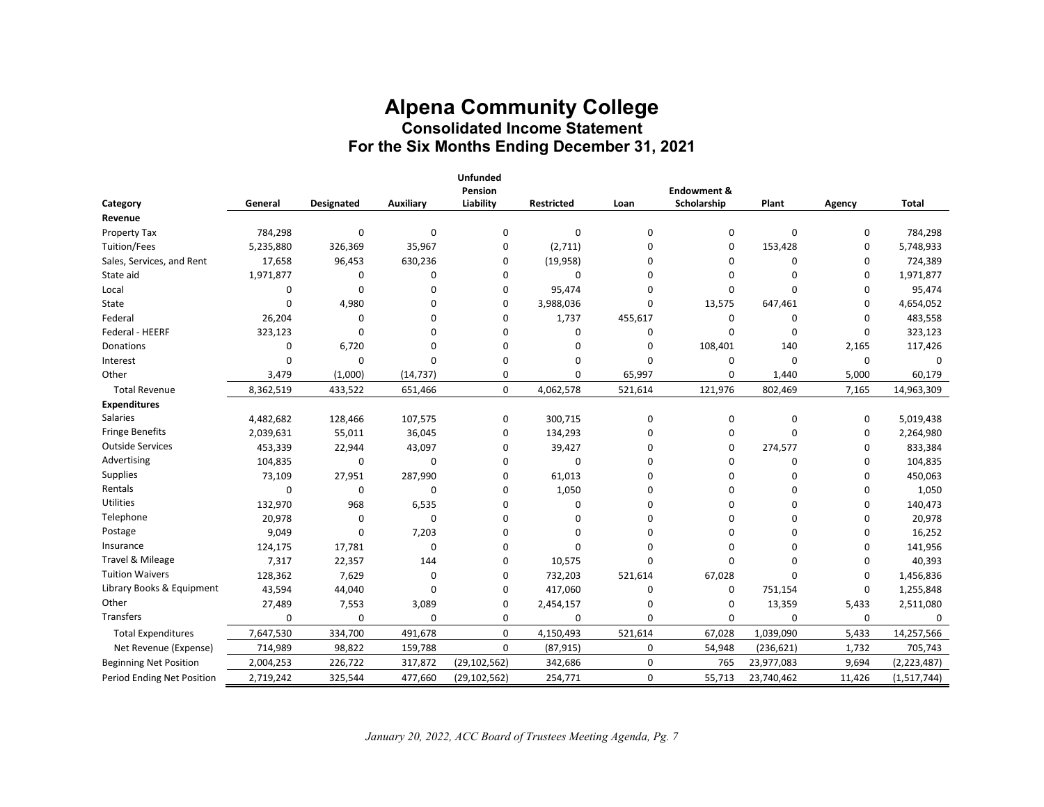# Alpena Community College

## Consolidated Income Statement

## For the Six Months Ending December 31, 2021

| Category | General | Designated | Auxiliary | Unfunded Pension Liability | Restricted | Loan | Endowment & Scholarship | Plant | Agency | Total |
|---|---|---|---|---|---|---|---|---|---|---|
| **Revenue** | | | | | | | | | | |
| Property Tax | 784,298 | 0 | 0 | 0 | 0 | 0 | 0 | 0 | 0 | 784,298 |
| Tuition/Fees | 5,235,880 | 326,369 | 35,967 | 0 | (2,711) | 0 | 0 | 153,428 | 0 | 5,748,933 |
| Sales, Services, and Rent | 17,658 | 96,453 | 630,236 | 0 | (19,958) | 0 | 0 | 0 | 0 | 724,389 |
| State aid | 1,971,877 | 0 | 0 | 0 | 0 | 0 | 0 | 0 | 0 | 1,971,877 |
| Local | 0 | 0 | 0 | 0 | 95,474 | 0 | 0 | 0 | 0 | 95,474 |
| State | 0 | 4,980 | 0 | 0 | 3,988,036 | 0 | 13,575 | 647,461 | 0 | 4,654,052 |
| Federal | 26,204 | 0 | 0 | 0 | 1,737 | 455,617 | 0 | 0 | 0 | 483,558 |
| Federal - HEERF | 323,123 | 0 | 0 | 0 | 0 | 0 | 0 | 0 | 0 | 323,123 |
| Donations | 0 | 6,720 | 0 | 0 | 0 | 0 | 108,401 | 140 | 2,165 | 117,426 |
| Interest | 0 | 0 | 0 | 0 | 0 | 0 | 0 | 0 | 0 | 0 |
| Other | 3,479 | (1,000) | (14,737) | 0 | 0 | 65,997 | 0 | 1,440 | 5,000 | 60,179 |
| Total Revenue | 8,362,519 | 433,522 | 651,466 | 0 | 4,062,578 | 521,614 | 121,976 | 802,469 | 7,165 | 14,963,309 |
| **Expenditures** | | | | | | | | | | |
| Salaries | 4,482,682 | 128,466 | 107,575 | 0 | 300,715 | 0 | 0 | 0 | 0 | 5,019,438 |
| Fringe Benefits | 2,039,631 | 55,011 | 36,045 | 0 | 134,293 | 0 | 0 | 0 | 0 | 2,264,980 |
| Outside Services | 453,339 | 22,944 | 43,097 | 0 | 39,427 | 0 | 0 | 274,577 | 0 | 833,384 |
| Advertising | 104,835 | 0 | 0 | 0 | 0 | 0 | 0 | 0 | 0 | 104,835 |
| Supplies | 73,109 | 27,951 | 287,990 | 0 | 61,013 | 0 | 0 | 0 | 0 | 450,063 |
| Rentals | 0 | 0 | 0 | 0 | 1,050 | 0 | 0 | 0 | 0 | 1,050 |
| Utilities | 132,970 | 968 | 6,535 | 0 | 0 | 0 | 0 | 0 | 0 | 140,473 |
| Telephone | 20,978 | 0 | 0 | 0 | 0 | 0 | 0 | 0 | 0 | 20,978 |
| Postage | 9,049 | 0 | 7,203 | 0 | 0 | 0 | 0 | 0 | 0 | 16,252 |
| Insurance | 124,175 | 17,781 | 0 | 0 | 0 | 0 | 0 | 0 | 0 | 141,956 |
| Travel & Mileage | 7,317 | 22,357 | 144 | 0 | 10,575 | 0 | 0 | 0 | 0 | 40,393 |
| Tuition Waivers | 128,362 | 7,629 | 0 | 0 | 732,203 | 521,614 | 67,028 | 0 | 0 | 1,456,836 |
| Library Books & Equipment | 43,594 | 44,040 | 0 | 0 | 417,060 | 0 | 0 | 751,154 | 0 | 1,255,848 |
| Other | 27,489 | 7,553 | 3,089 | 0 | 2,454,157 | 0 | 0 | 13,359 | 5,433 | 2,511,080 |
| Transfers | 0 | 0 | 0 | 0 | 0 | 0 | 0 | 0 | 0 | 0 |
| Total Expenditures | 7,647,530 | 334,700 | 491,678 | 0 | 4,150,493 | 521,614 | 67,028 | 1,039,090 | 5,433 | 14,257,566 |
| Net Revenue (Expense) | 714,989 | 98,822 | 159,788 | 0 | (87,915) | 0 | 54,948 | (236,621) | 1,732 | 705,743 |
| Beginning Net Position | 2,004,253 | 226,722 | 317,872 | (29,102,562) | 342,686 | 0 | 765 | 23,977,083 | 9,694 | (2,223,487) |
| Period Ending Net Position | 2,719,242 | 325,544 | 477,660 | (29,102,562) | 254,771 | 0 | 55,713 | 23,740,462 | 11,426 | (1,517,744) |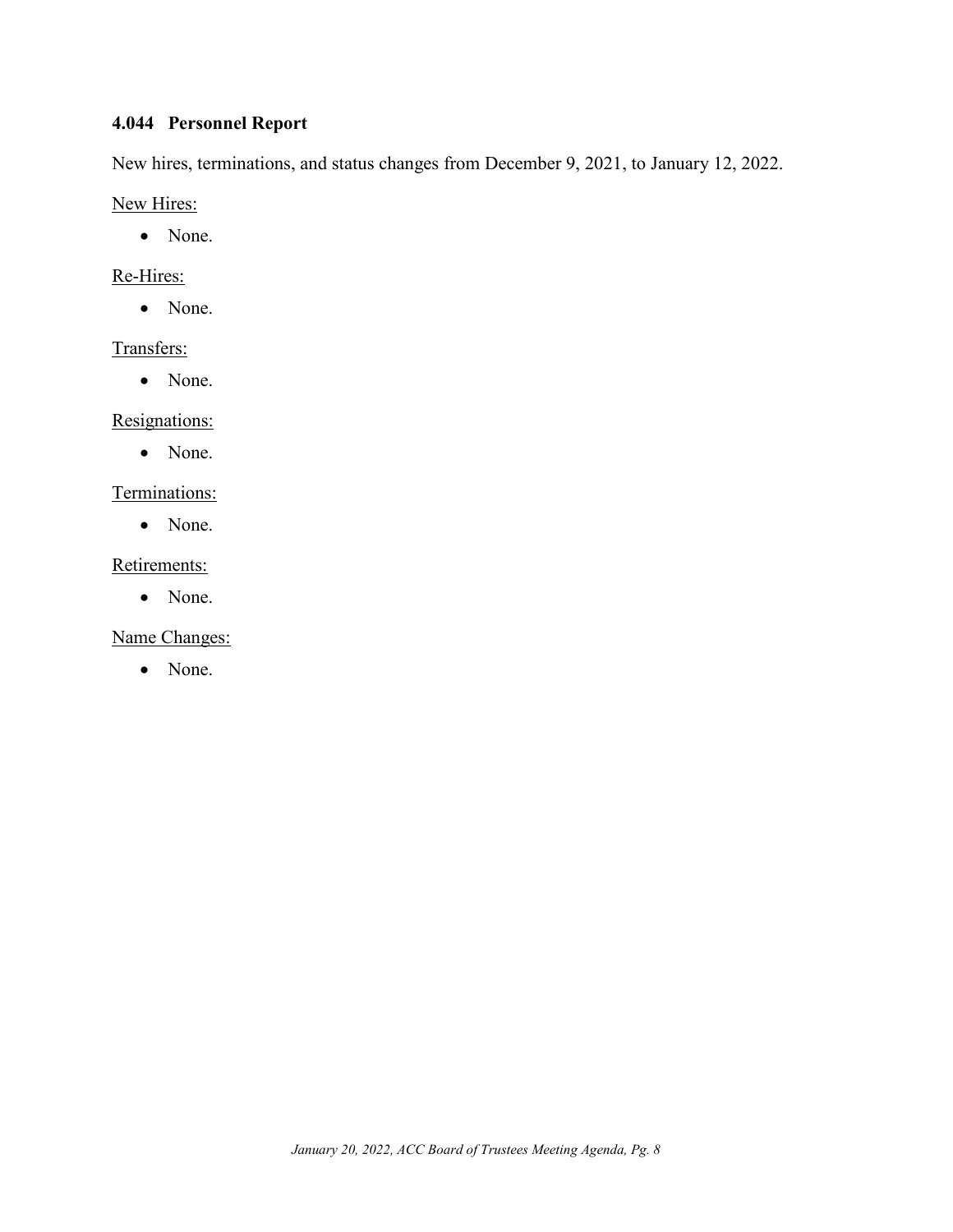### 4.044 Personnel Report

New hires, terminations, and status changes from December 9, 2021, to January 12, 2022.

New Hires:

- None.

Re-Hires:

- None.

Transfers:

- None.

Resignations:

- None.

Terminations:

- None.

Retirements:

- None.

Name Changes:

- None.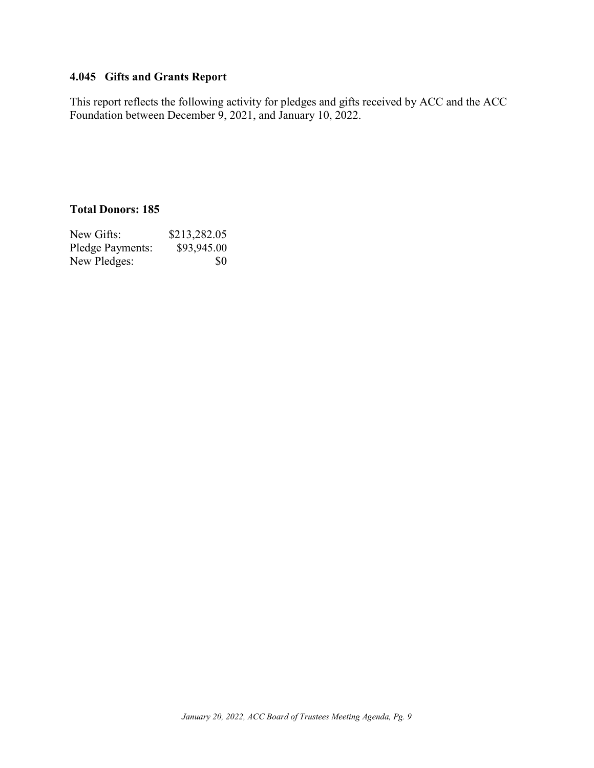### 4.045 Gifts and Grants Report

This report reflects the following activity for pledges and gifts received by ACC and the ACC Foundation between December 9, 2021, and January 10, 2022.

**Total Donors: 185**

| | |
|---|---|
| New Gifts: | $213,282.05 |
| Pledge Payments: | $93,945.00 |
| New Pledges: | $0 |